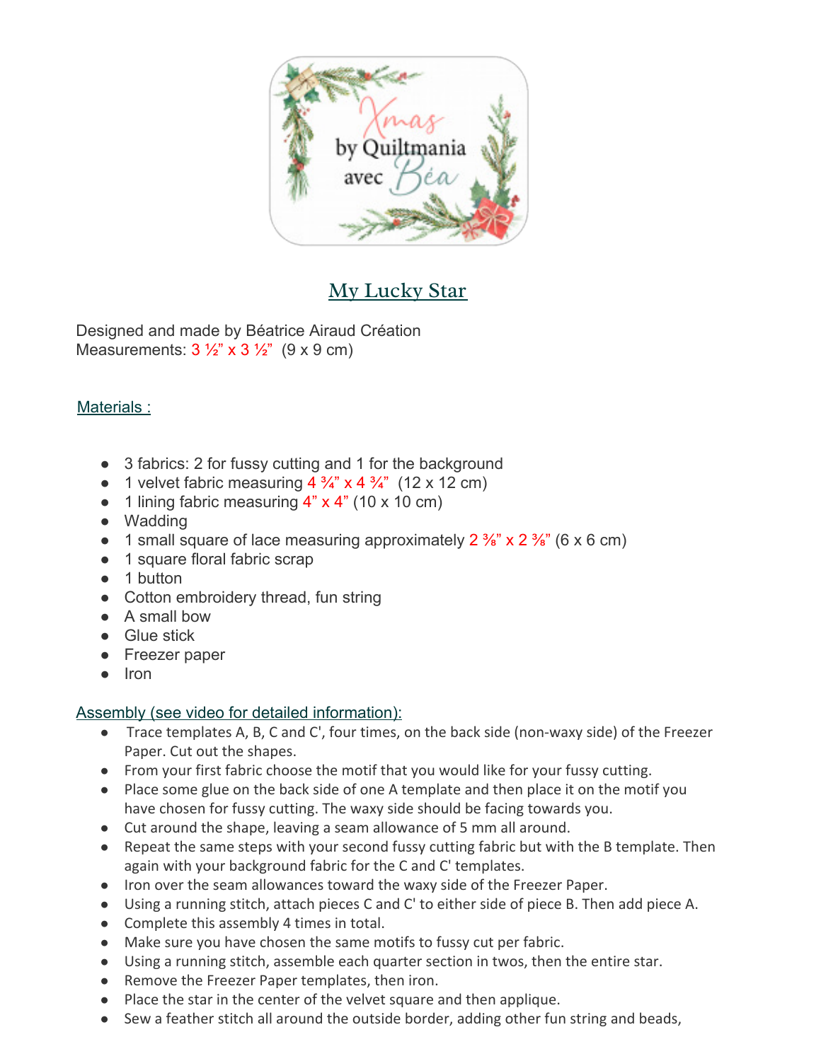# My Lucky Star

Designed and made by Béatrice Airaud Création
Measurements: 3 ½" x 3 ½" (9 x 9 cm)

## Materials :

- 3 fabrics: 2 for fussy cutting and 1 for the background
- 1 velvet fabric measuring 4 ¾" x 4 ¾" (12 x 12 cm)
- 1 lining fabric measuring 4" x 4" (10 x 10 cm)
- Wadding
- 1 small square of lace measuring approximately 2 ⅜" x 2 ⅜" (6 x 6 cm)
- 1 square floral fabric scrap
- 1 button
- Cotton embroidery thread, fun string
- A small bow
- Glue stick
- Freezer paper
- Iron

## Assembly (see video for detailed information):

- Trace templates A, B, C and C', four times, on the back side (non-waxy side) of the Freezer Paper. Cut out the shapes.
- From your first fabric choose the motif that you would like for your fussy cutting.
- Place some glue on the back side of one A template and then place it on the motif you have chosen for fussy cutting. The waxy side should be facing towards you.
- Cut around the shape, leaving a seam allowance of 5 mm all around.
- Repeat the same steps with your second fussy cutting fabric but with the B template. Then again with your background fabric for the C and C' templates.
- Iron over the seam allowances toward the waxy side of the Freezer Paper.
- Using a running stitch, attach pieces C and C' to either side of piece B. Then add piece A.
- Complete this assembly 4 times in total.
- Make sure you have chosen the same motifs to fussy cut per fabric.
- Using a running stitch, assemble each quarter section in twos, then the entire star.
- Remove the Freezer Paper templates, then iron.
- Place the star in the center of the velvet square and then applique.
- Sew a feather stitch all around the outside border, adding other fun string and beads,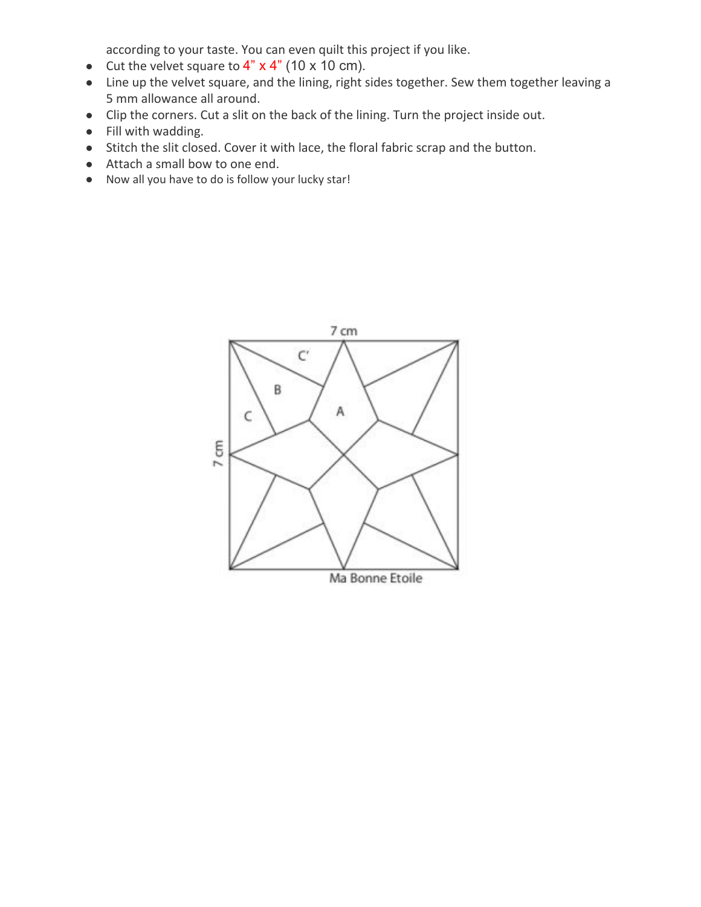according to your taste. You can even quilt this project if you like.

- Cut the velvet square to 4” x 4” (10 x 10 cm).
- Line up the velvet square, and the lining, right sides together. Sew them together leaving a 5 mm allowance all around.
- Clip the corners. Cut a slit on the back of the lining. Turn the project inside out.
- Fill with wadding.
- Stitch the slit closed. Cover it with lace, the floral fabric scrap and the button.
- Attach a small bow to one end.
- Now all you have to do is follow your lucky star!

7 cm

C'

B

C

A

7 cm

Ma Bonne Etoile